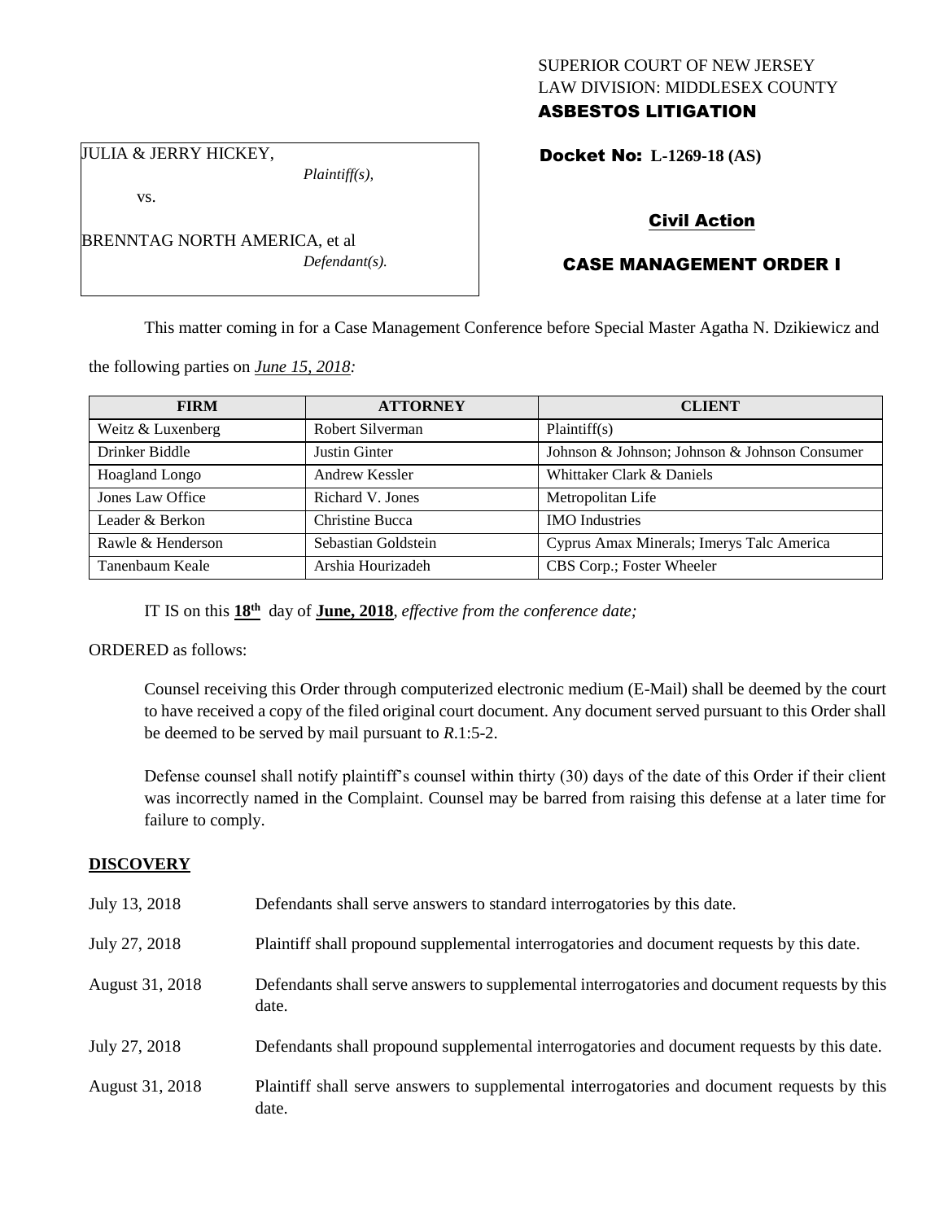SUPERIOR COURT OF NEW JERSEY
LAW DIVISION: MIDDLESEX COUNTY
**ASBESTOS LITIGATION**

JULIA & JERRY HICKEY,
*Plaintiff(s),*

vs.

BRENNTAG NORTH AMERICA, et al
*Defendant(s).*

**Docket No: L-1269-18 (AS)**

**Civil Action**

**CASE MANAGEMENT ORDER I**

This matter coming in for a Case Management Conference before Special Master Agatha N. Dzikiewicz and the following parties on ***June 15, 2018:***

| FIRM | ATTORNEY | CLIENT |
|---|---|---|
| Weitz & Luxenberg | Robert Silverman | Plaintiff(s) |
| Drinker Biddle | Justin Ginter | Johnson & Johnson; Johnson & Johnson Consumer |
| Hoagland Longo | Andrew Kessler | Whittaker Clark & Daniels |
| Jones Law Office | Richard V. Jones | Metropolitan Life |
| Leader & Berkon | Christine Bucca | IMO Industries |
| Rawle & Henderson | Sebastian Goldstein | Cyprus Amax Minerals; Imerys Talc America |
| Tanenbaum Keale | Arshia Hourizadeh | CBS Corp.; Foster Wheeler |

IT IS on this **18th** day of **June, 2018**, *effective from the conference date;*

ORDERED as follows:

Counsel receiving this Order through computerized electronic medium (E-Mail) shall be deemed by the court to have received a copy of the filed original court document. Any document served pursuant to this Order shall be deemed to be served by mail pursuant to *R*.1:5-2.

Defense counsel shall notify plaintiff's counsel within thirty (30) days of the date of this Order if their client was incorrectly named in the Complaint. Counsel may be barred from raising this defense at a later time for failure to comply.

## DISCOVERY

| | |
|---|---|
| July 13, 2018 | Defendants shall serve answers to standard interrogatories by this date. |
| July 27, 2018 | Plaintiff shall propound supplemental interrogatories and document requests by this date. |
| August 31, 2018 | Defendants shall serve answers to supplemental interrogatories and document requests by this date. |
| July 27, 2018 | Defendants shall propound supplemental interrogatories and document requests by this date. |
| August 31, 2018 | Plaintiff shall serve answers to supplemental interrogatories and document requests by this date. |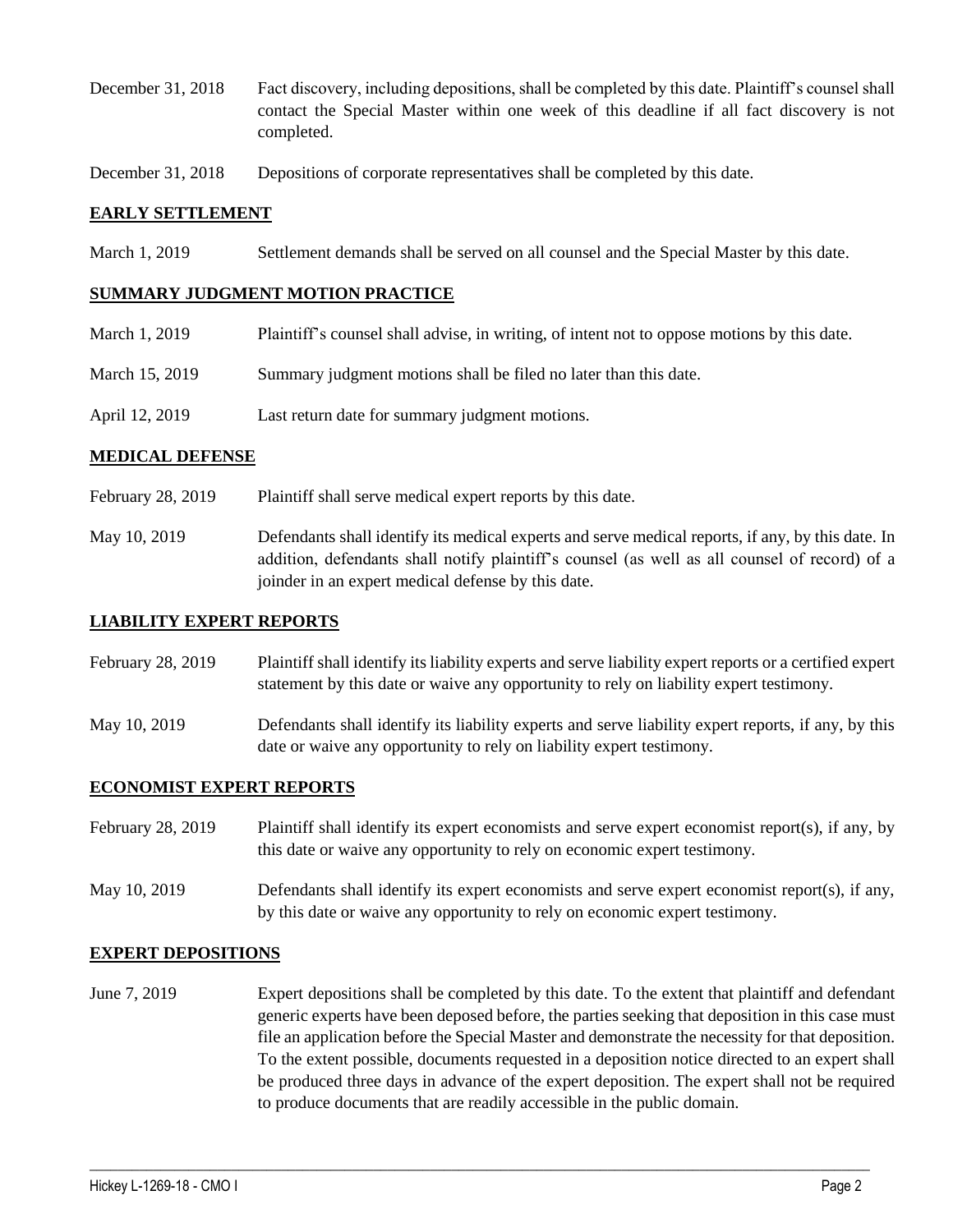December 31, 2018 Fact discovery, including depositions, shall be completed by this date. Plaintiff's counsel shall contact the Special Master within one week of this deadline if all fact discovery is not completed.

December 31, 2018 Depositions of corporate representatives shall be completed by this date.

## EARLY SETTLEMENT

March 1, 2019 Settlement demands shall be served on all counsel and the Special Master by this date.

## SUMMARY JUDGMENT MOTION PRACTICE

March 1, 2019 Plaintiff's counsel shall advise, in writing, of intent not to oppose motions by this date.

March 15, 2019 Summary judgment motions shall be filed no later than this date.

April 12, 2019 Last return date for summary judgment motions.

## MEDICAL DEFENSE

February 28, 2019 Plaintiff shall serve medical expert reports by this date.

May 10, 2019 Defendants shall identify its medical experts and serve medical reports, if any, by this date. In addition, defendants shall notify plaintiff's counsel (as well as all counsel of record) of a joinder in an expert medical defense by this date.

## LIABILITY EXPERT REPORTS

February 28, 2019 Plaintiff shall identify its liability experts and serve liability expert reports or a certified expert statement by this date or waive any opportunity to rely on liability expert testimony.

May 10, 2019 Defendants shall identify its liability experts and serve liability expert reports, if any, by this date or waive any opportunity to rely on liability expert testimony.

## ECONOMIST EXPERT REPORTS

February 28, 2019 Plaintiff shall identify its expert economists and serve expert economist report(s), if any, by this date or waive any opportunity to rely on economic expert testimony.

May 10, 2019 Defendants shall identify its expert economists and serve expert economist report(s), if any, by this date or waive any opportunity to rely on economic expert testimony.

## EXPERT DEPOSITIONS

June 7, 2019 Expert depositions shall be completed by this date. To the extent that plaintiff and defendant generic experts have been deposed before, the parties seeking that deposition in this case must file an application before the Special Master and demonstrate the necessity for that deposition. To the extent possible, documents requested in a deposition notice directed to an expert shall be produced three days in advance of the expert deposition. The expert shall not be required to produce documents that are readily accessible in the public domain.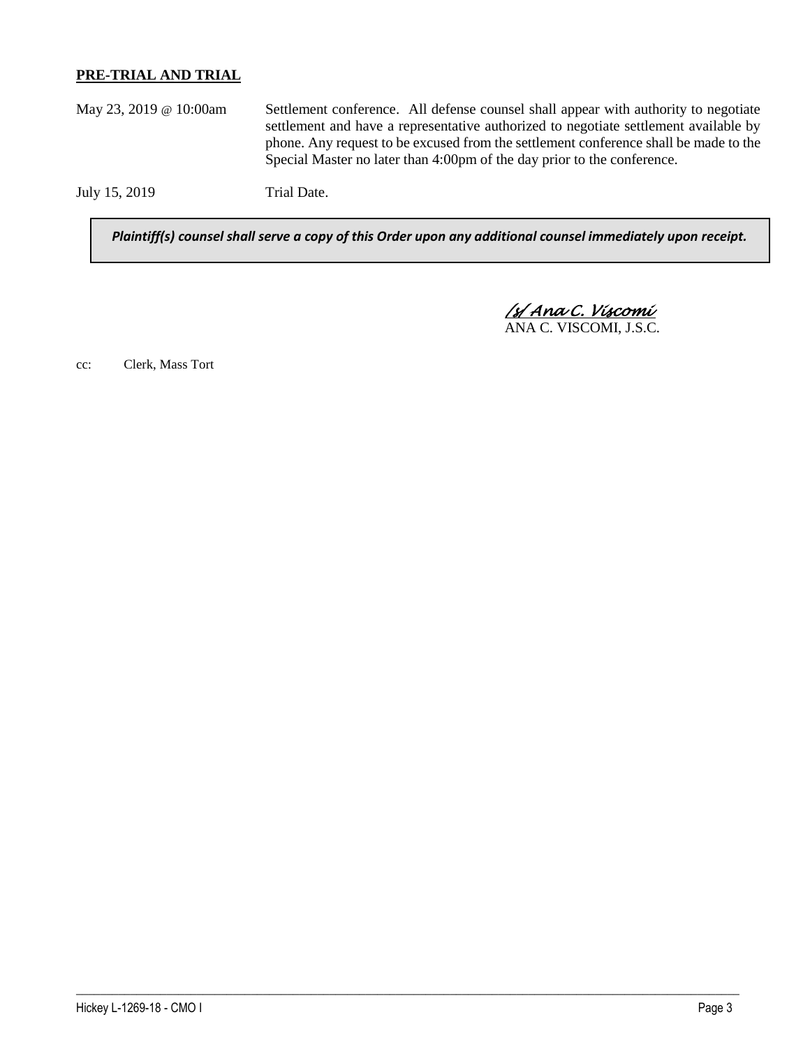**PRE-TRIAL AND TRIAL**

| | |
|---|---|
| May 23, 2019 @ 10:00am | Settlement conference. All defense counsel shall appear with authority to negotiate settlement and have a representative authorized to negotiate settlement available by phone. Any request to be excused from the settlement conference shall be made to the Special Master no later than 4:00pm of the day prior to the conference. |
| July 15, 2019 | Trial Date. |

***Plaintiff(s) counsel shall serve a copy of this Order upon any additional counsel immediately upon receipt.***

/s/ Ana C. Viscomi
ANA C. VISCOMI, J.S.C.

cc: Clerk, Mass Tort